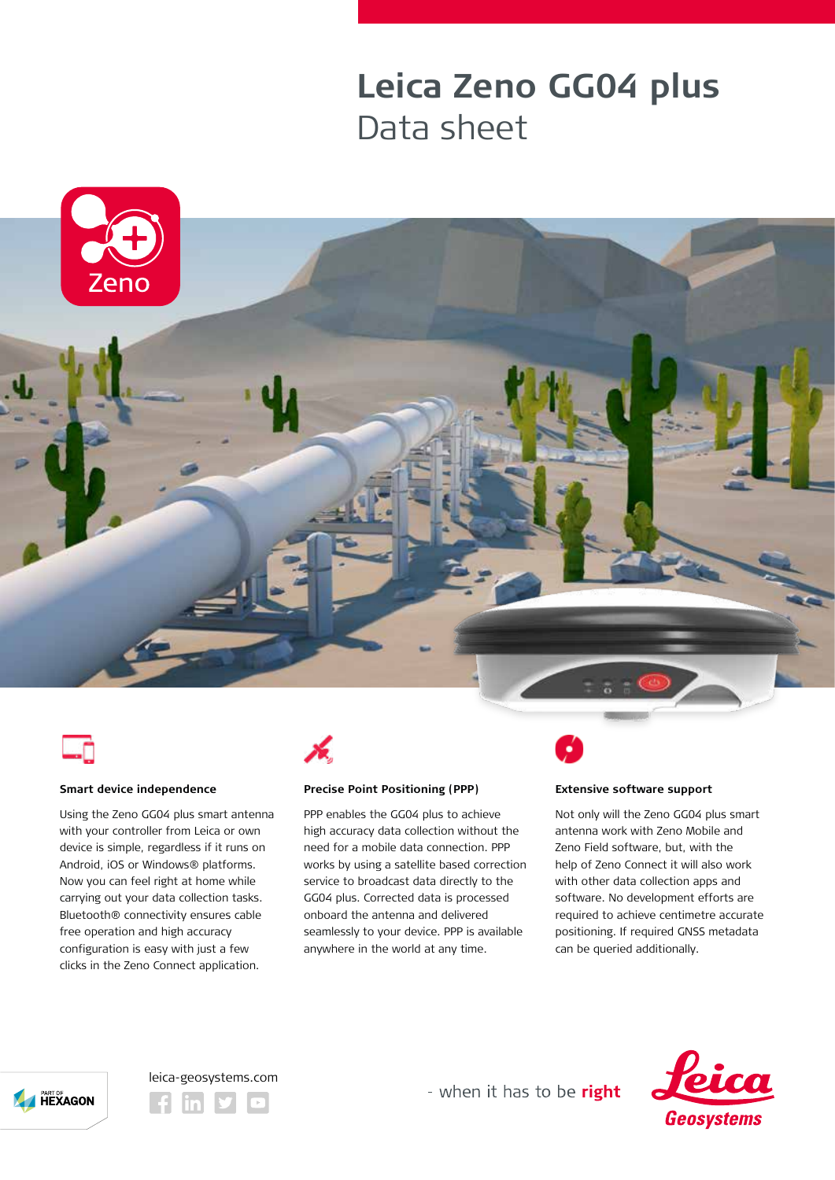# Leica Zeno GG04 plus
Data sheet

Zeno

### Smart device independence

Using the Zeno GG04 plus smart antenna with your controller from Leica or own device is simple, regardless if it runs on Android, iOS or Windows® platforms. Now you can feel right at home while carrying out your data collection tasks. Bluetooth® connectivity ensures cable free operation and high accuracy configuration is easy with just a few clicks in the Zeno Connect application.

### Precise Point Positioning (PPP)

PPP enables the GG04 plus to achieve high accuracy data collection without the need for a mobile data connection. PPP works by using a satellite based correction service to broadcast data directly to the GG04 plus. Corrected data is processed onboard the antenna and delivered seamlessly to your device. PPP is available anywhere in the world at any time.

### Extensive software support

Not only will the Zeno GG04 plus smart antenna work with Zeno Mobile and Zeno Field software, but, with the help of Zeno Connect it will also work with other data collection apps and software. No development efforts are required to achieve centimetre accurate positioning. If required GNSS metadata can be queried additionally.

PART OF HEXAGON

leica-geosystems.com

- when it has to be **right**

Leica Geosystems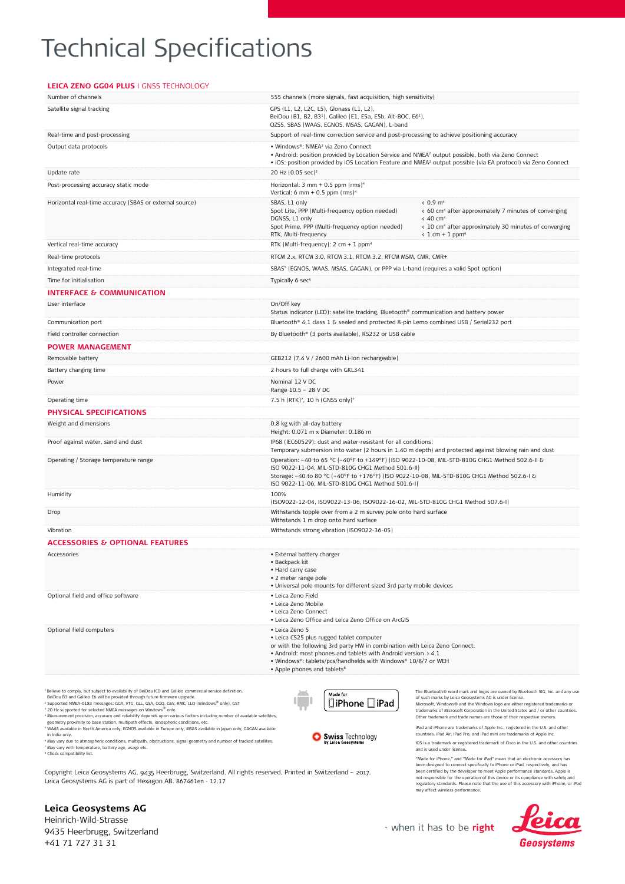# Technical Specifications

## LEICA ZENO GG04 PLUS I GNSS TECHNOLOGY

| | |
|---|---|
| Number of channels | 555 channels (more signals, fast acquisition, high sensitivity) |
| Satellite signal tracking | GPS (L1, L2, L2C, L5), Glonass (L1, L2), BeiDou (B1, B2, B3[1]), Galileo (E1, E5a, E5b, Alt-BOC, E6[1]), QZSS, SBAS (WAAS, EGNOS, MSAS, GAGAN), L-band |
| Real-time and post-processing | Support of real-time correction service and post-processing to achieve positioning accuracy |
| Output data protocols | • Windows®: NMEA[2] via Zeno Connect<br>• Android: position provided by Location Service and NMEA[2] output possible, both via Zeno Connect<br>• iOS: position provided by iOS Location Feature and NMEA[2] output possible (via EA protocol) via Zeno Connect |
| Update rate | 20 Hz (0.05 sec)[3] |
| Post-processing accuracy static mode | Horizontal: 3 mm + 0.5 ppm (rms)[4]<br>Vertical: 6 mm + 0.5 ppm (rms)[4] |
| Horizontal real-time accuracy (SBAS or external source) | SBAS, L1 only: < 0.9 m[4]<br>Spot Lite, PPP (Multi-frequency option needed): < 60 cm[4] after approximately 7 minutes of converging<br>DGNSS, L1 only: < 40 cm[4]<br>Spot Prime, PPP (Multi-frequency option needed): < 10 cm[4] after approximately 30 minutes of converging<br>RTK, Multi-frequency: < 1 cm + 1 ppm[4] |
| Vertical real-time accuracy | RTK (Multi-frequency): 2 cm + 1 ppm[4] |
| Real-time protocols | RTCM 2.x, RTCM 3.0, RTCM 3.1, RTCM 3.2, RTCM MSM, CMR, CMR+ |
| Integrated real-time | SBAS[5] (EGNOS, WAAS, MSAS, GAGAN), or PPP via L-band (requires a valid Spot option) |
| Time for initialisation | Typically 6 sec[6] |

## INTERFACE & COMMUNICATION

| | |
|---|---|
| User interface | On/Off key<br>Status indicator (LED): satellite tracking, Bluetooth® communication and battery power |
| Communication port | Bluetooth® 4.1 class 1 & sealed and protected 8-pin Lemo combined USB / Serial232 port |
| Field controller connection | By Bluetooth® (3 ports available), RS232 or USB cable |

## POWER MANAGEMENT

| | |
|---|---|
| Removable battery | GEB212 (7.4 V / 2600 mAh Li-Ion rechargeable) |
| Battery charging time | 2 hours to full charge with GKL341 |
| Power | Nominal 12 V DC<br>Range 10.5 – 28 V DC |
| Operating time | 7.5 h (RTK)[7], 10 h (GNSS only)[7] |

## PHYSICAL SPECIFICATIONS

| | |
|---|---|
| Weight and dimensions | 0.8 kg with all-day battery<br>Height: 0.071 m x Diameter: 0.186 m |
| Proof against water, sand and dust | IP68 (IEC60529): dust and water-resistant for all conditions:<br>Temporary submersion into water (2 hours in 1.40 m depth) and protected against blowing rain and dust |
| Operating / Storage temperature range | Operation: −40 to 65 °C (−40°F to +149°F) (ISO 9022-10-08, MIL-STD-810G CHG1 Method 502.6-II & ISO 9022-11-04, MIL-STD-810G CHG1 Method 501.6-II)<br>Storage: −40 to 80 °C (−40°F to +176°F) (ISO 9022-10-08, MIL-STD-810G CHG1 Method 502.6-I & ISO 9022-11-06, MIL-STD-810G CHG1 Method 501.6-I) |
| Humidity | 100%<br>(ISO9022-12-04, ISO9022-13-06, ISO9022-16-02, MIL-STD-810G CHG1 Method 507.6-I) |
| Drop | Withstands topple over from a 2 m survey pole onto hard surface<br>Withstands 1 m drop onto hard surface |
| Vibration | Withstands strong vibration (ISO9022-36-05) |

## ACCESSORIES & OPTIONAL FEATURES

| | |
|---|---|
| Accessories | • External battery charger<br>• Backpack kit<br>• Hard carry case<br>• 2 meter range pole<br>• Universal pole mounts for different sized 3rd party mobile devices |
| Optional field and office software | • Leica Zeno Field<br>• Leica Zeno Mobile<br>• Leica Zeno Connect<br>• Leica Zeno Office and Leica Zeno Office on ArcGIS |
| Optional field computers | • Leica Zeno 5<br>• Leica CS25 plus rugged tablet computer<br>or with the following 3rd party HW in combination with Leica Zeno Connect:<br>• Android: most phones and tablets with Android version > 4.1<br>• Windows®: tablets/pcs/handhelds with Windows® 10/8/7 or WEH<br>• Apple phones and tablets[8] |

[1] Believe to comply, but subject to availability of BeiDou ICD and Galileo commercial service definition. BeiDou B3 and Galileo E6 will be provided through future firmware upgrade.
[2] Supported NMEA-0183 messages: GGA, VTG, GLL, GSA, GGQ, GSV, RMC, LLQ (Windows® only), GST
[3] 20 Hz supported for selected NMEA messages on Windows® only.
[4] Measurement precision, accuracy and reliability depends upon various factors including number of available satellites, geometry proximity to base station, multipath effects, ionospheric conditions, etc.
[5] WAAS available in North America only, EGNOS available in Europe only, MSAS available in Japan only, GAGAN available in India only.
[6] May vary due to atmospheric conditions, multipath, obstructions, signal geometry and number of tracked satellites.
[7] May vary with temperature, battery age, usage etc.
[8] Check compatibility list.

Made for iPhone iPad

Swiss Technology by Leica Geosystems

The Bluetooth® word mark and logos are owned by Bluetooth SIG, Inc. and any use of such marks by Leica Geosystems AG is under license.
Microsoft, Windows® and the Windows logo are either registered trademarks or trademarks of Microsoft Corporation in the United States and / or other countries.
Other trademark and trade names are those of their respective owners.

iPad and iPhone are trademarks of Apple Inc., registered in the U.S. and other countries. iPad Air, iPad Pro, and iPad mini are trademarks of Apple Inc.

IOS is a trademark or registered trademark of Cisco in the U.S. and other countries and is used under license.

"Made for iPhone," and "Made for iPad" mean that an electronic accessory has been designed to connect specifically to iPhone or iPad, respectively, and has been certified by the developer to meet Apple performance standards. Apple is not responsible for the operation of this device or its compliance with safety and regulatory standards. Please note that the use of this accessory with iPhone, or iPad may affect wireless performance.

Copyright Leica Geosystems AG, 9435 Heerbrugg, Switzerland. All rights reserved. Printed in Switzerland – 2017.
Leica Geosystems AG is part of Hexagon AB. 867461en - 12.17

**Leica Geosystems AG**
Heinrich-Wild-Strasse
9435 Heerbrugg, Switzerland
+41 71 727 31 31

- when it has to be **right**

Leica Geosystems